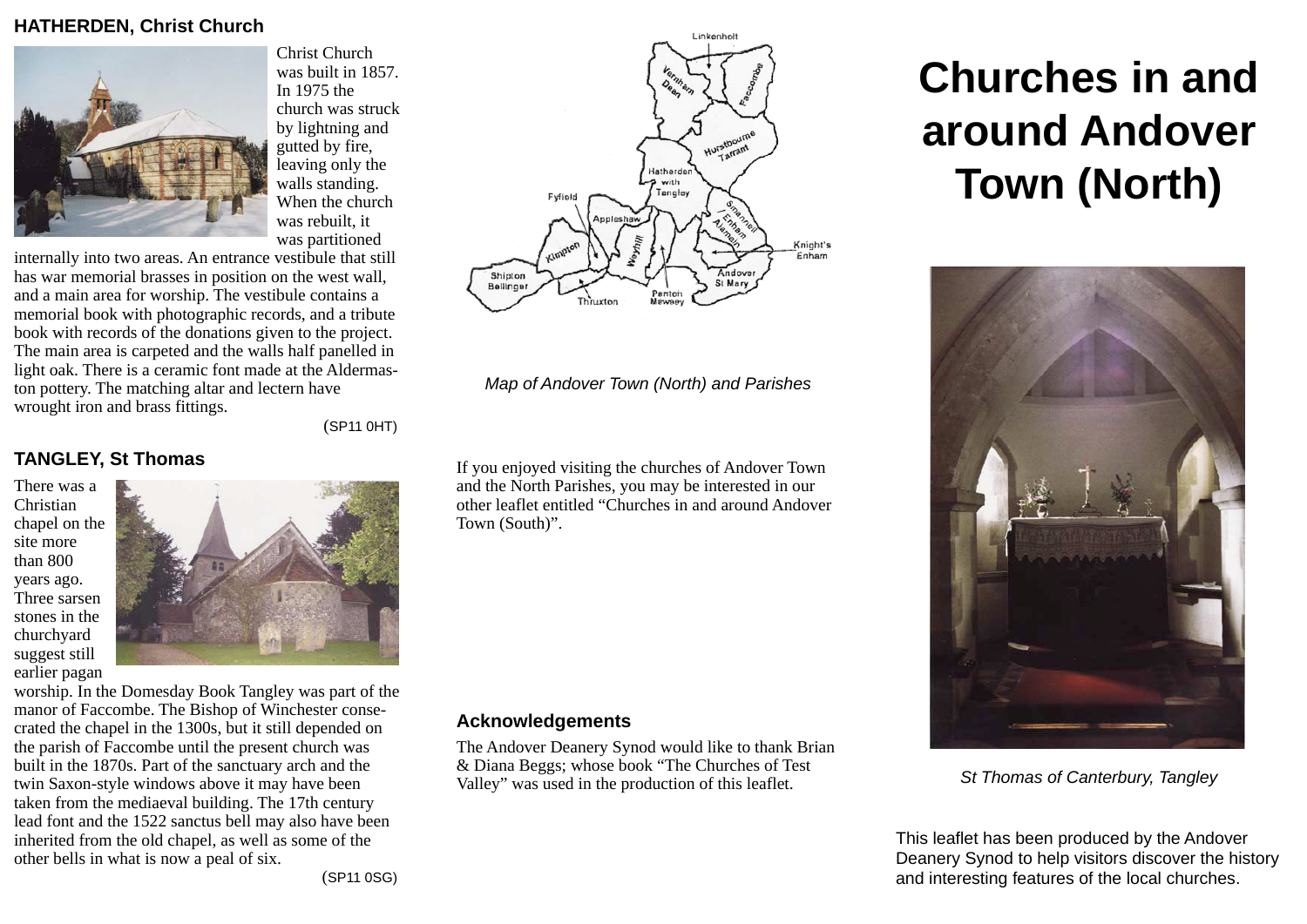### HATHERDEN, Christ Church

Christ Church was built in 1857. In 1975 the church was struck by lightning and gutted by fire, leaving only the walls standing. When the church was rebuilt, it was partitioned internally into two areas. An entrance vestibule that still has war memorial brasses in position on the west wall, and a main area for worship. The vestibule contains a memorial book with photographic records, and a tribute book with records of the donations given to the project. The main area is carpeted and the walls half panelled in light oak. There is a ceramic font made at the Aldermaston pottery. The matching altar and lectern have wrought iron and brass fittings.

(SP11 0HT)

### TANGLEY, St Thomas

There was a Christian chapel on the site more than 800 years ago. Three sarsen stones in the churchyard suggest still earlier pagan worship. In the Domesday Book Tangley was part of the manor of Faccombe. The Bishop of Winchester consecrated the chapel in the 1300s, but it still depended on the parish of Faccombe until the present church was built in the 1870s. Part of the sanctuary arch and the twin Saxon-style windows above it may have been taken from the mediaeval building. The 17th century lead font and the 1522 sanctus bell may also have been inherited from the old chapel, as well as some of the other bells in what is now a peal of six.

(SP11 0SG)

*Map of Andover Town (North) and Parishes*

If you enjoyed visiting the churches of Andover Town and the North Parishes, you may be interested in our other leaflet entitled "Churches in and around Andover Town (South)".

### Acknowledgements

The Andover Deanery Synod would like to thank Brian & Diana Beggs; whose book "The Churches of Test Valley" was used in the production of this leaflet.

# Churches in and around Andover Town (North)

*St Thomas of Canterbury, Tangley*

This leaflet has been produced by the Andover Deanery Synod to help visitors discover the history and interesting features of the local churches.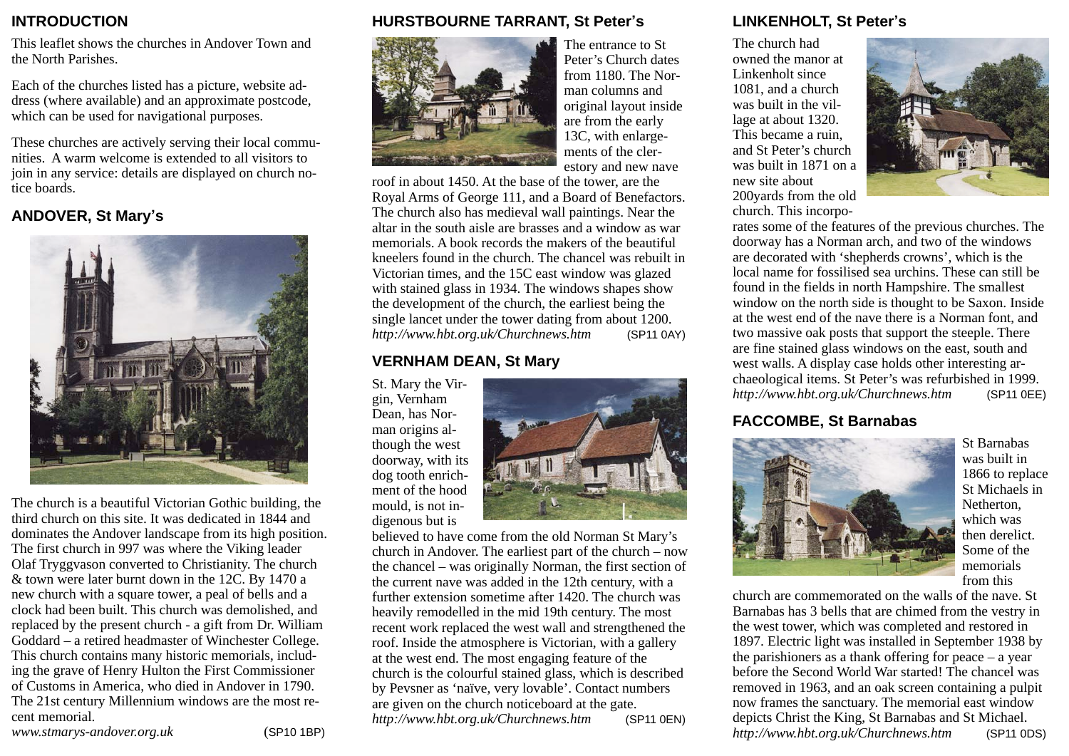## INTRODUCTION

This leaflet shows the churches in Andover Town and the North Parishes.

Each of the churches listed has a picture, website address (where available) and an approximate postcode, which can be used for navigational purposes.

These churches are actively serving their local communities. A warm welcome is extended to all visitors to join in any service: details are displayed on church notice boards.

## ANDOVER, St Mary's

The church is a beautiful Victorian Gothic building, the third church on this site. It was dedicated in 1844 and dominates the Andover landscape from its high position. The first church in 997 was where the Viking leader Olaf Tryggvason converted to Christianity. The church & town were later burnt down in the 12C. By 1470 a new church with a square tower, a peal of bells and a clock had been built. This church was demolished, and replaced by the present church - a gift from Dr. William Goddard – a retired headmaster of Winchester College. This church contains many historic memorials, including the grave of Henry Hulton the First Commissioner of Customs in America, who died in Andover in 1790. The 21st century Millennium windows are the most recent memorial.

*www.stmarys-andover.org.uk* (SP10 1BP)

## HURSTBOURNE TARRANT, St Peter's

The entrance to St Peter's Church dates from 1180. The Norman columns and original layout inside are from the early 13C, with enlargements of the clerestory and new nave roof in about 1450. At the base of the tower, are the Royal Arms of George 111, and a Board of Benefactors. The church also has medieval wall paintings. Near the altar in the south aisle are brasses and a window as war memorials. A book records the makers of the beautiful kneelers found in the church. The chancel was rebuilt in Victorian times, and the 15C east window was glazed with stained glass in 1934. The windows shapes show the development of the church, the earliest being the single lancet under the tower dating from about 1200.

*http://www.hbt.org.uk/Churchnews.htm* (SP11 0AY)

## VERNHAM DEAN, St Mary

St. Mary the Virgin, Vernham Dean, has Norman origins although the west doorway, with its dog tooth enrichment of the hood mould, is not indigenous but is believed to have come from the old Norman St Mary's church in Andover. The earliest part of the church – now the chancel – was originally Norman, the first section of the current nave was added in the 12th century, with a further extension sometime after 1420. The church was heavily remodelled in the mid 19th century. The most recent work replaced the west wall and strengthened the roof. Inside the atmosphere is Victorian, with a gallery at the west end. The most engaging feature of the church is the colourful stained glass, which is described by Pevsner as 'naïve, very lovable'. Contact numbers are given on the church noticeboard at the gate.

*http://www.hbt.org.uk/Churchnews.htm* (SP11 0EN)

## LINKENHOLT, St Peter's

The church had owned the manor at Linkenholt since 1081, and a church was built in the village at about 1320. This became a ruin, and St Peter's church was built in 1871 on a new site about 200yards from the old church. This incorporates some of the features of the previous churches. The doorway has a Norman arch, and two of the windows are decorated with 'shepherds crowns', which is the local name for fossilised sea urchins. These can still be found in the fields in north Hampshire. The smallest window on the north side is thought to be Saxon. Inside at the west end of the nave there is a Norman font, and two massive oak posts that support the steeple. There are fine stained glass windows on the east, south and west walls. A display case holds other interesting archaeological items. St Peter's was refurbished in 1999.

*http://www.hbt.org.uk/Churchnews.htm* (SP11 0EE)

## FACCOMBE, St Barnabas

St Barnabas was built in 1866 to replace St Michaels in Netherton, which was then derelict. Some of the memorials from this church are commemorated on the walls of the nave. St Barnabas has 3 bells that are chimed from the vestry in the west tower, which was completed and restored in 1897. Electric light was installed in September 1938 by the parishioners as a thank offering for peace – a year before the Second World War started! The chancel was removed in 1963, and an oak screen containing a pulpit now frames the sanctuary. The memorial east window depicts Christ the King, St Barnabas and St Michael.

*http://www.hbt.org.uk/Churchnews.htm* (SP11 0DS)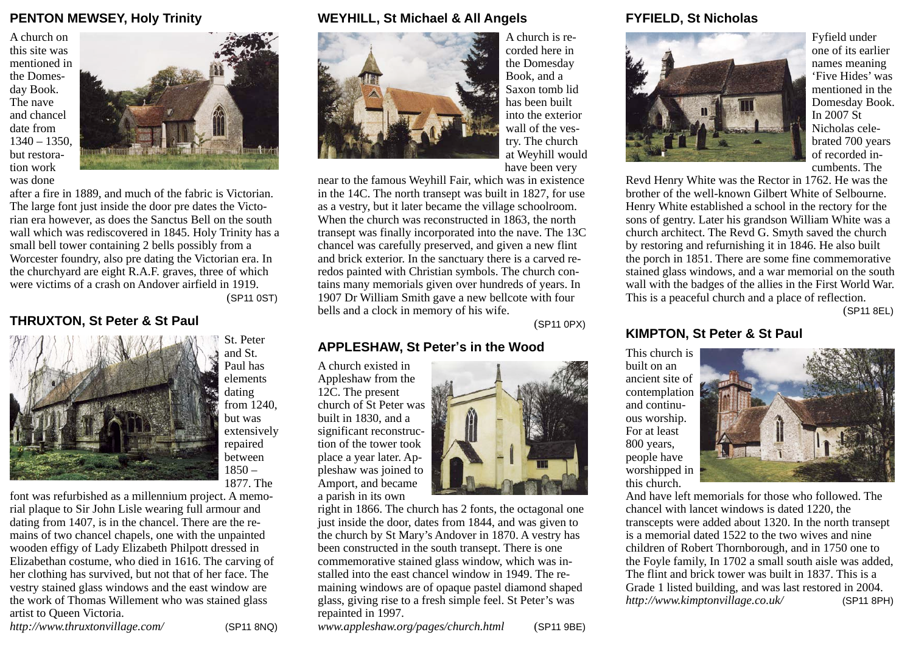## PENTON MEWSEY, Holy Trinity

A church on this site was mentioned in the Domesday Book. The nave and chancel date from 1340 – 1350, but restoration work was done after a fire in 1889, and much of the fabric is Victorian. The large font just inside the door pre dates the Victorian era however, as does the Sanctus Bell on the south wall which was rediscovered in 1845. Holy Trinity has a small bell tower containing 2 bells possibly from a Worcester foundry, also pre dating the Victorian era. In the churchyard are eight R.A.F. graves, three of which were victims of a crash on Andover airfield in 1919.

(SP11 0ST)

## THRUXTON, St Peter & St Paul

St. Peter and St. Paul has elements dating from 1240, but was extensively repaired between 1850 – 1877. The font was refurbished as a millennium project. A memorial plaque to Sir John Lisle wearing full armour and dating from 1407, is in the chancel. There are the remains of two chancel chapels, one with the unpainted wooden effigy of Lady Elizabeth Philpott dressed in Elizabethan costume, who died in 1616. The carving of her clothing has survived, but not that of her face. The vestry stained glass windows and the east window are the work of Thomas Willement who was stained glass artist to Queen Victoria.

*http://www.thruxtonvillage.com/* (SP11 8NQ)

## WEYHILL, St Michael & All Angels

A church is recorded here in the Domesday Book, and a Saxon tomb lid has been built into the exterior wall of the vestry. The church at Weyhill would have been very near to the famous Weyhill Fair, which was in existence in the 14C. The north transept was built in 1827, for use as a vestry, but it later became the village schoolroom. When the church was reconstructed in 1863, the north transept was finally incorporated into the nave. The 13C chancel was carefully preserved, and given a new flint and brick exterior. In the sanctuary there is a carved reredos painted with Christian symbols. The church contains many memorials given over hundreds of years. In 1907 Dr William Smith gave a new bellcote with four bells and a clock in memory of his wife.

(SP11 0PX)

## APPLESHAW, St Peter's in the Wood

A church existed in Appleshaw from the 12C. The present church of St Peter was built in 1830, and a significant reconstruction of the tower took place a year later. Appleshaw was joined to Amport, and became a parish in its own right in 1866. The church has 2 fonts, the octagonal one just inside the door, dates from 1844, and was given to the church by St Mary's Andover in 1870. A vestry has been constructed in the south transept. There is one commemorative stained glass window, which was installed into the east chancel window in 1949. The remaining windows are of opaque pastel diamond shaped glass, giving rise to a fresh simple feel. St Peter's was repainted in 1997.

*www.appleshaw.org/pages/church.html* (SP11 9BE)

## FYFIELD, St Nicholas

Fyfield under one of its earlier names meaning 'Five Hides' was mentioned in the Domesday Book. In 2007 St Nicholas celebrated 700 years of recorded incumbents. The Revd Henry White was the Rector in 1762. He was the brother of the well-known Gilbert White of Selbourne. Henry White established a school in the rectory for the sons of gentry. Later his grandson William White was a church architect. The Revd G. Smyth saved the church by restoring and refurnishing it in 1846. He also built the porch in 1851. There are some fine commemorative stained glass windows, and a war memorial on the south wall with the badges of the allies in the First World War. This is a peaceful church and a place of reflection.

(SP11 8EL)

## KIMPTON, St Peter & St Paul

This church is built on an ancient site of contemplation and continuous worship. For at least 800 years, people have worshipped in this church. And have left memorials for those who followed. The chancel with lancet windows is dated 1220, the transcepts were added about 1320. In the north transept is a memorial dated 1522 to the two wives and nine children of Robert Thornborough, and in 1750 one to the Foyle family, In 1702 a small south aisle was added, The flint and brick tower was built in 1837. This is a Grade 1 listed building, and was last restored in 2004.

*http://www.kimptonvillage.co.uk/* (SP11 8PH)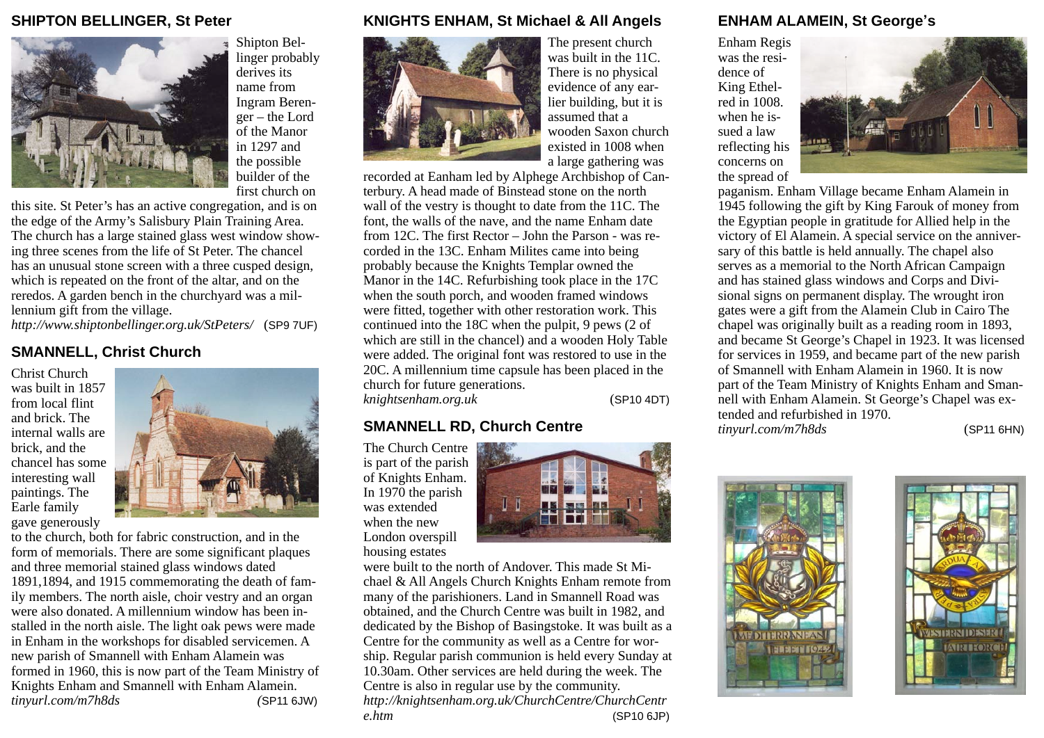## SHIPTON BELLINGER, St Peter

Shipton Bellinger probably derives its name from Ingram Berenger – the Lord of the Manor in 1297 and the possible builder of the first church on this site. St Peter's has an active congregation, and is on the edge of the Army's Salisbury Plain Training Area. The church has a large stained glass west window showing three scenes from the life of St Peter. The chancel has an unusual stone screen with a three cusped design, which is repeated on the front of the altar, and on the reredos. A garden bench in the churchyard was a millennium gift from the village.

*http://www.shiptonbellinger.org.uk/StPeters/* (SP9 7UF)

## SMANNELL, Christ Church

Christ Church was built in 1857 from local flint and brick. The internal walls are brick, and the chancel has some interesting wall paintings. The Earle family gave generously to the church, both for fabric construction, and in the form of memorials. There are some significant plaques and three memorial stained glass windows dated 1891,1894, and 1915 commemorating the death of family members. The north aisle, choir vestry and an organ were also donated. A millennium window has been installed in the north aisle. The light oak pews were made in Enham in the workshops for disabled servicemen. A new parish of Smannell with Enham Alamein was formed in 1960, this is now part of the Team Ministry of Knights Enham and Smannell with Enham Alamein.

*tinyurl.com/m7h8ds* (SP11 6JW)

## KNIGHTS ENHAM, St Michael & All Angels

The present church was built in the 11C. There is no physical evidence of any earlier building, but it is assumed that a wooden Saxon church existed in 1008 when a large gathering was recorded at Eanham led by Alphege Archbishop of Canterbury. A head made of Binstead stone on the north wall of the vestry is thought to date from the 11C. The font, the walls of the nave, and the name Enham date from 12C. The first Rector – John the Parson - was recorded in the 13C. Enham Milites came into being probably because the Knights Templar owned the Manor in the 14C. Refurbishing took place in the 17C when the south porch, and wooden framed windows were fitted, together with other restoration work. This continued into the 18C when the pulpit, 9 pews (2 of which are still in the chancel) and a wooden Holy Table were added. The original font was restored to use in the 20C. A millennium time capsule has been placed in the church for future generations.

*knightsenham.org.uk* (SP10 4DT)

## SMANNELL RD, Church Centre

The Church Centre is part of the parish of Knights Enham. In 1970 the parish was extended when the new London overspill housing estates were built to the north of Andover. This made St Michael & All Angels Church Knights Enham remote from many of the parishioners. Land in Smannell Road was obtained, and the Church Centre was built in 1982, and dedicated by the Bishop of Basingstoke. It was built as a Centre for the community as well as a Centre for worship. Regular parish communion is held every Sunday at 10.30am. Other services are held during the week. The Centre is also in regular use by the community.

*http://knightsenham.org.uk/ChurchCentre/ChurchCentre.htm* (SP10 6JP)

## ENHAM ALAMEIN, St George's

Enham Regis was the residence of King Ethelred in 1008. when he issued a law reflecting his concerns on the spread of paganism. Enham Village became Enham Alamein in 1945 following the gift by King Farouk of money from the Egyptian people in gratitude for Allied help in the victory of El Alamein. A special service on the anniversary of this battle is held annually. The chapel also serves as a memorial to the North African Campaign and has stained glass windows and Corps and Divisional signs on permanent display. The wrought iron gates were a gift from the Alamein Club in Cairo The chapel was originally built as a reading room in 1893, and became St George's Chapel in 1923. It was licensed for services in 1959, and became part of the new parish of Smannell with Enham Alamein in 1960. It is now part of the Team Ministry of Knights Enham and Smannell with Enham Alamein. St George's Chapel was extended and refurbished in 1970.

*tinyurl.com/m7h8ds* (SP11 6HN)